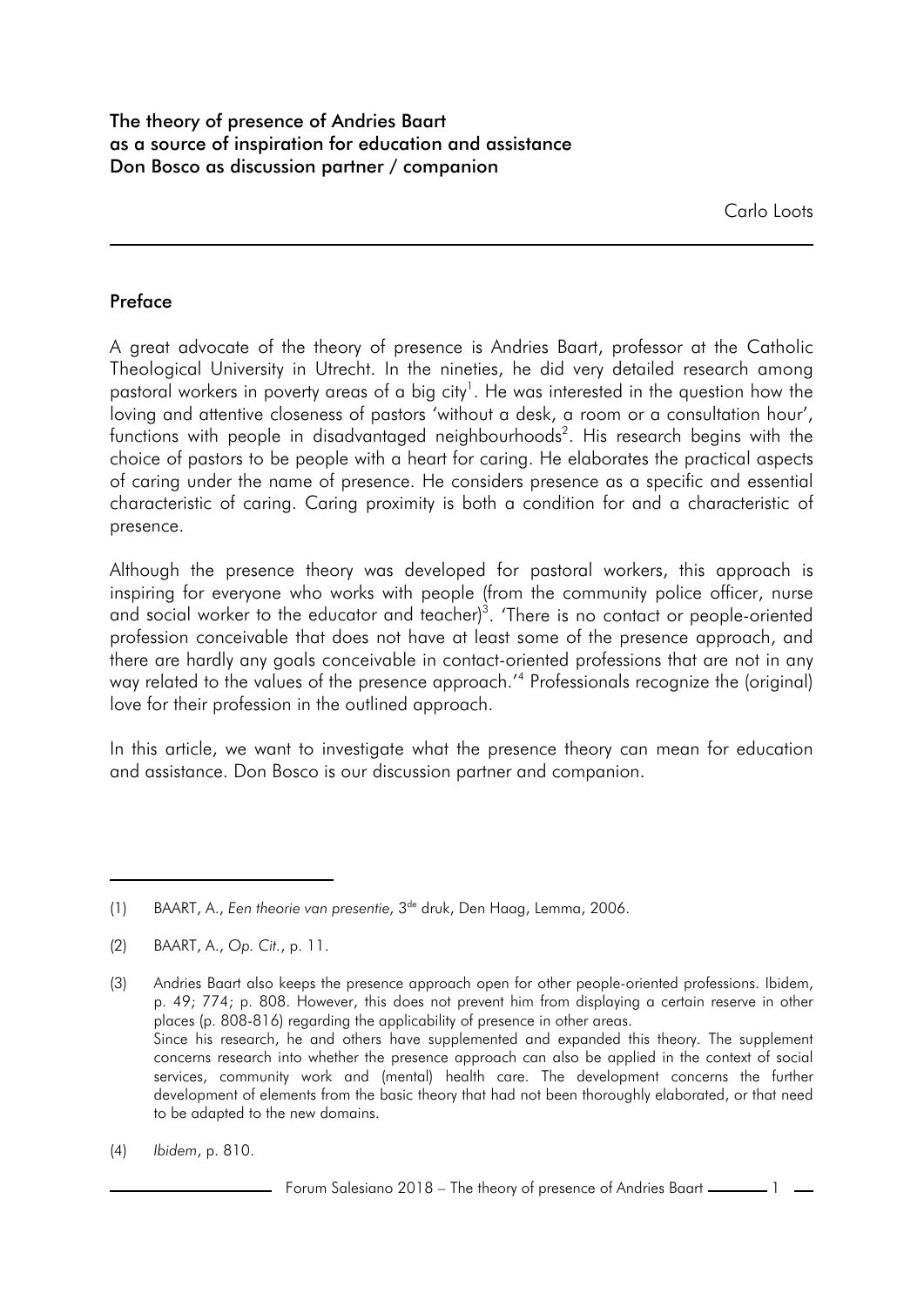# The theory of presence of Andries Baart as a source of inspiration for education and assistance Don Bosco as discussion partner / companion

Carlo Loots

## Preface

A great advocate of the theory of presence is Andries Baart, professor at the Catholic Theological University in Utrecht. In the nineties, he did very detailed research among pastoral workers in poverty areas of a big city[1]. He was interested in the question how the loving and attentive closeness of pastors 'without a desk, a room or a consultation hour', functions with people in disadvantaged neighbourhoods[2]. His research begins with the choice of pastors to be people with a heart for caring. He elaborates the practical aspects of caring under the name of presence. He considers presence as a specific and essential characteristic of caring. Caring proximity is both a condition for and a characteristic of presence.

Although the presence theory was developed for pastoral workers, this approach is inspiring for everyone who works with people (from the community police officer, nurse and social worker to the educator and teacher)[3]. 'There is no contact or people-oriented profession conceivable that does not have at least some of the presence approach, and there are hardly any goals conceivable in contact-oriented professions that are not in any way related to the values of the presence approach.'[4] Professionals recognize the (original) love for their profession in the outlined approach.

In this article, we want to investigate what the presence theory can mean for education and assistance. Don Bosco is our discussion partner and companion.

---

(1) BAART, A., *Een theorie van presentie*, 3[de] druk, Den Haag, Lemma, 2006.

(2) BAART, A., *Op. Cit.*, p. 11.

(3) Andries Baart also keeps the presence approach open for other people-oriented professions. Ibidem, p. 49; 774; p. 808. However, this does not prevent him from displaying a certain reserve in other places (p. 808-816) regarding the applicability of presence in other areas.
Since his research, he and others have supplemented and expanded this theory. The supplement concerns research into whether the presence approach can also be applied in the context of social services, community work and (mental) health care. The development concerns the further development of elements from the basic theory that had not been thoroughly elaborated, or that need to be adapted to the new domains.

(4) *Ibidem*, p. 810.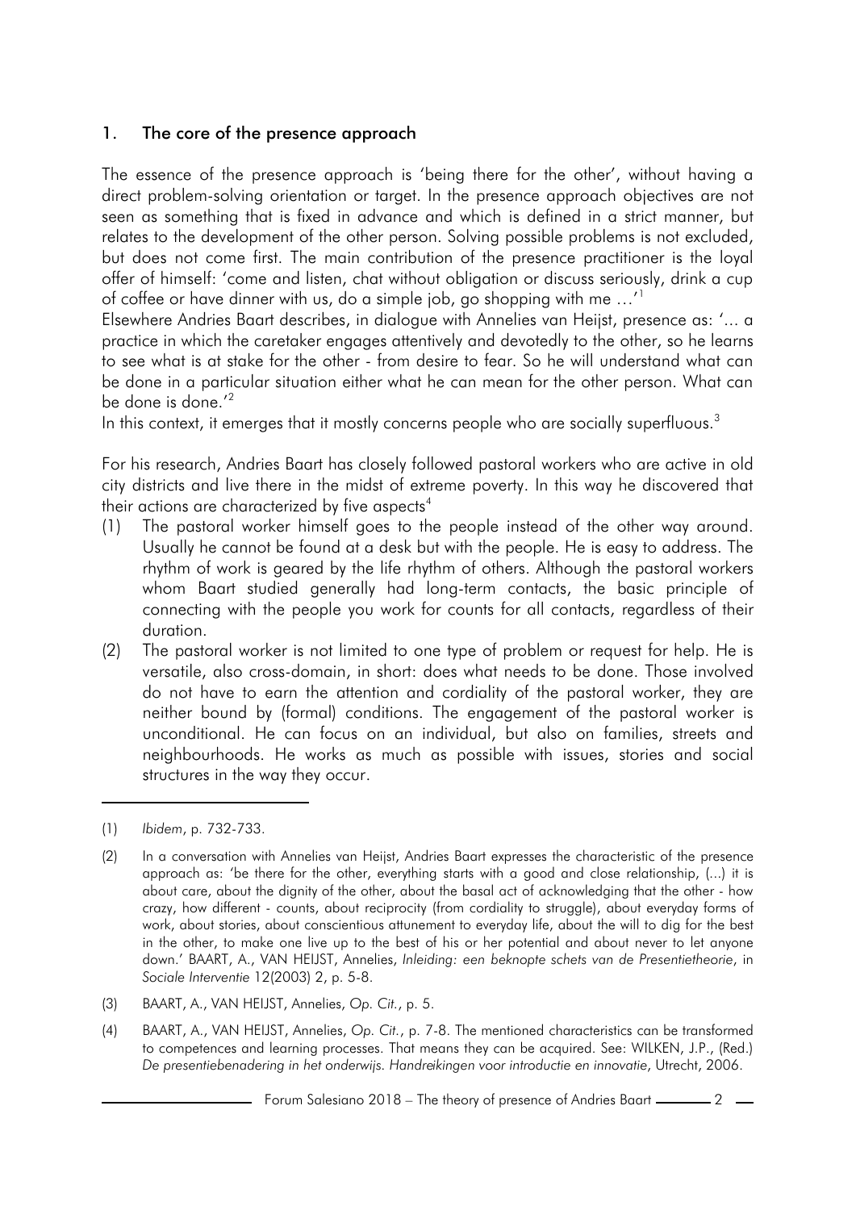## 1. The core of the presence approach

The essence of the presence approach is 'being there for the other', without having a direct problem-solving orientation or target. In the presence approach objectives are not seen as something that is fixed in advance and which is defined in a strict manner, but relates to the development of the other person. Solving possible problems is not excluded, but does not come first. The main contribution of the presence practitioner is the loyal offer of himself: 'come and listen, chat without obligation or discuss seriously, drink a cup of coffee or have dinner with us, do a simple job, go shopping with me …'[1]

Elsewhere Andries Baart describes, in dialogue with Annelies van Heijst, presence as: '… a practice in which the caretaker engages attentively and devotedly to the other, so he learns to see what is at stake for the other - from desire to fear. So he will understand what can be done in a particular situation either what he can mean for the other person. What can be done is done.'[2]

In this context, it emerges that it mostly concerns people who are socially superfluous.[3]

For his research, Andries Baart has closely followed pastoral workers who are active in old city districts and live there in the midst of extreme poverty. In this way he discovered that their actions are characterized by five aspects[4]

(1) The pastoral worker himself goes to the people instead of the other way around. Usually he cannot be found at a desk but with the people. He is easy to address. The rhythm of work is geared by the life rhythm of others. Although the pastoral workers whom Baart studied generally had long-term contacts, the basic principle of connecting with the people you work for counts for all contacts, regardless of their duration.

(2) The pastoral worker is not limited to one type of problem or request for help. He is versatile, also cross-domain, in short: does what needs to be done. Those involved do not have to earn the attention and cordiality of the pastoral worker, they are neither bound by (formal) conditions. The engagement of the pastoral worker is unconditional. He can focus on an individual, but also on families, streets and neighbourhoods. He works as much as possible with issues, stories and social structures in the way they occur.

---

(1) *Ibidem*, p. 732-733.

(2) In a conversation with Annelies van Heijst, Andries Baart expresses the characteristic of the presence approach as: 'be there for the other, everything starts with a good and close relationship, (...) it is about care, about the dignity of the other, about the basal act of acknowledging that the other - how crazy, how different - counts, about reciprocity (from cordiality to struggle), about everyday forms of work, about stories, about conscientious attunement to everyday life, about the will to dig for the best in the other, to make one live up to the best of his or her potential and about never to let anyone down.' BAART, A., VAN HEIJST, Annelies, *Inleiding: een beknopte schets van de Presentietheorie*, in *Sociale Interventie* 12(2003) 2, p. 5-8.

(3) BAART, A., VAN HEIJST, Annelies, *Op. Cit.*, p. 5.

(4) BAART, A., VAN HEIJST, Annelies, *Op. Cit.*, p. 7-8. The mentioned characteristics can be transformed to competences and learning processes. That means they can be acquired. See: WILKEN, J.P., (Red.) *De presentiebenadering in het onderwijs. Handreikingen voor introductie en innovatie*, Utrecht, 2006.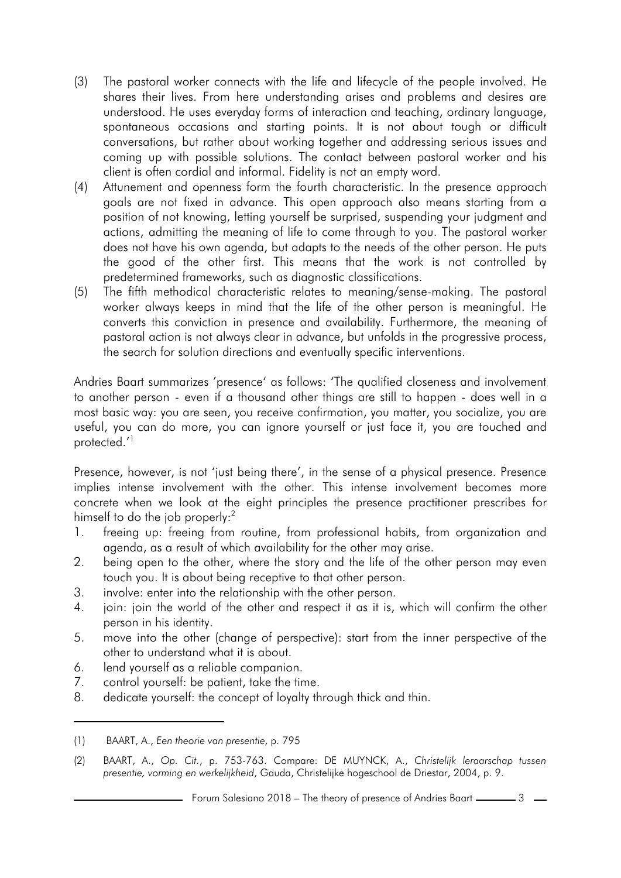(3) The pastoral worker connects with the life and lifecycle of the people involved. He shares their lives. From here understanding arises and problems and desires are understood. He uses everyday forms of interaction and teaching, ordinary language, spontaneous occasions and starting points. It is not about tough or difficult conversations, but rather about working together and addressing serious issues and coming up with possible solutions. The contact between pastoral worker and his client is often cordial and informal. Fidelity is not an empty word.

(4) Attunement and openness form the fourth characteristic. In the presence approach goals are not fixed in advance. This open approach also means starting from a position of not knowing, letting yourself be surprised, suspending your judgment and actions, admitting the meaning of life to come through to you. The pastoral worker does not have his own agenda, but adapts to the needs of the other person. He puts the good of the other first. This means that the work is not controlled by predetermined frameworks, such as diagnostic classifications.

(5) The fifth methodical characteristic relates to meaning/sense-making. The pastoral worker always keeps in mind that the life of the other person is meaningful. He converts this conviction in presence and availability. Furthermore, the meaning of pastoral action is not always clear in advance, but unfolds in the progressive process, the search for solution directions and eventually specific interventions.

Andries Baart summarizes 'presence' as follows: 'The qualified closeness and involvement to another person - even if a thousand other things are still to happen - does well in a most basic way: you are seen, you receive confirmation, you matter, you socialize, you are useful, you can do more, you can ignore yourself or just face it, you are touched and protected.'[1]

Presence, however, is not 'just being there', in the sense of a physical presence. Presence implies intense involvement with the other. This intense involvement becomes more concrete when we look at the eight principles the presence practitioner prescribes for himself to do the job properly:[2]

1. freeing up: freeing from routine, from professional habits, from organization and agenda, as a result of which availability for the other may arise.
2. being open to the other, where the story and the life of the other person may even touch you. It is about being receptive to that other person.
3. involve: enter into the relationship with the other person.
4. join: join the world of the other and respect it as it is, which will confirm the other person in his identity.
5. move into the other (change of perspective): start from the inner perspective of the other to understand what it is about.
6. lend yourself as a reliable companion.
7. control yourself: be patient, take the time.
8. dedicate yourself: the concept of loyalty through thick and thin.

---

(1) BAART, A., *Een theorie van presentie*, p. 795

(2) BAART, A., *Op. Cit.*, p. 753-763. Compare: DE MUYNCK, A., *Christelijk leraarschap tussen presentie, vorming en werkelijkheid*, Gauda, Christelijke hogeschool de Driestar, 2004, p. 9.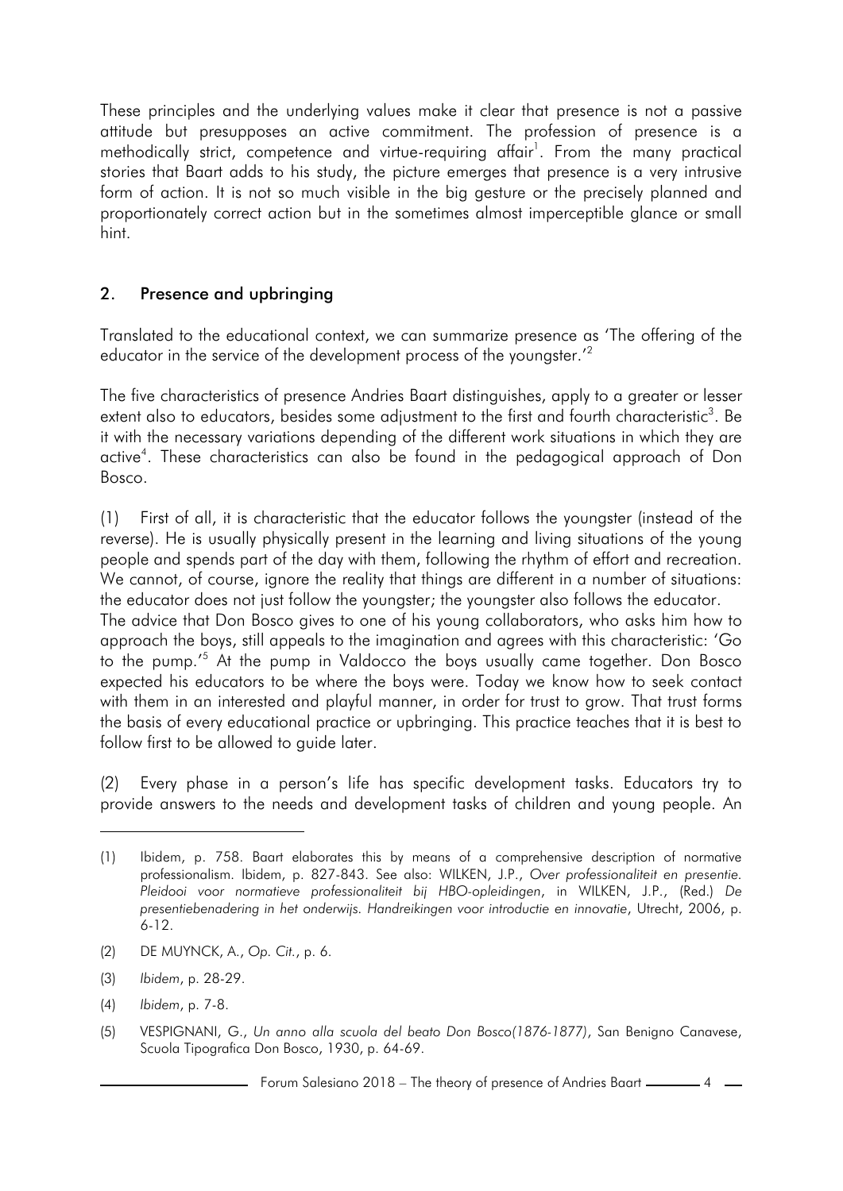These principles and the underlying values make it clear that presence is not a passive attitude but presupposes an active commitment. The profession of presence is a methodically strict, competence and virtue-requiring affair[1]. From the many practical stories that Baart adds to his study, the picture emerges that presence is a very intrusive form of action. It is not so much visible in the big gesture or the precisely planned and proportionately correct action but in the sometimes almost imperceptible glance or small hint.

## 2. Presence and upbringing

Translated to the educational context, we can summarize presence as 'The offering of the educator in the service of the development process of the youngster.'[2]

The five characteristics of presence Andries Baart distinguishes, apply to a greater or lesser extent also to educators, besides some adjustment to the first and fourth characteristic[3]. Be it with the necessary variations depending of the different work situations in which they are active[4]. These characteristics can also be found in the pedagogical approach of Don Bosco.

(1) First of all, it is characteristic that the educator follows the youngster (instead of the reverse). He is usually physically present in the learning and living situations of the young people and spends part of the day with them, following the rhythm of effort and recreation. We cannot, of course, ignore the reality that things are different in a number of situations: the educator does not just follow the youngster; the youngster also follows the educator.
The advice that Don Bosco gives to one of his young collaborators, who asks him how to approach the boys, still appeals to the imagination and agrees with this characteristic: 'Go to the pump.'[5] At the pump in Valdocco the boys usually came together. Don Bosco expected his educators to be where the boys were. Today we know how to seek contact with them in an interested and playful manner, in order for trust to grow. That trust forms the basis of every educational practice or upbringing. This practice teaches that it is best to follow first to be allowed to guide later.

(2) Every phase in a person's life has specific development tasks. Educators try to provide answers to the needs and development tasks of children and young people. An

---

(1) Ibidem, p. 758. Baart elaborates this by means of a comprehensive description of normative professionalism. Ibidem, p. 827-843. See also: WILKEN, J.P., *Over professionaliteit en presentie. Pleidooi voor normatieve professionaliteit bij HBO-opleidingen*, in WILKEN, J.P., (Red.) *De presentiebenadering in het onderwijs. Handreikingen voor introductie en innovatie*, Utrecht, 2006, p. 6-12.

(2) DE MUYNCK, A., *Op. Cit.*, p. 6.

(3) *Ibidem*, p. 28-29.

(4) *Ibidem*, p. 7-8.

(5) VESPIGNANI, G., *Un anno alla scuola del beato Don Bosco(1876-1877)*, San Benigno Canavese, Scuola Tipografica Don Bosco, 1930, p. 64-69.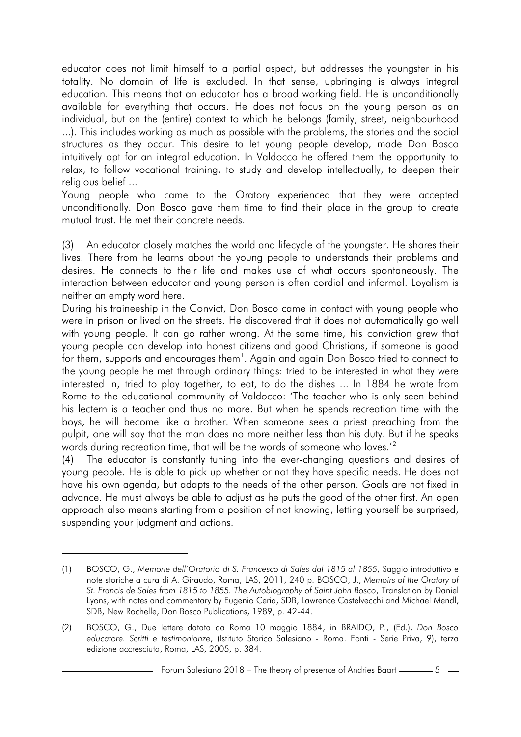educator does not limit himself to a partial aspect, but addresses the youngster in his totality. No domain of life is excluded. In that sense, upbringing is always integral education. This means that an educator has a broad working field. He is unconditionally available for everything that occurs. He does not focus on the young person as an individual, but on the (entire) context to which he belongs (family, street, neighbourhood ...). This includes working as much as possible with the problems, the stories and the social structures as they occur. This desire to let young people develop, made Don Bosco intuitively opt for an integral education. In Valdocco he offered them the opportunity to relax, to follow vocational training, to study and develop intellectually, to deepen their religious belief ...

Young people who came to the Oratory experienced that they were accepted unconditionally. Don Bosco gave them time to find their place in the group to create mutual trust. He met their concrete needs.

(3) An educator closely matches the world and lifecycle of the youngster. He shares their lives. There from he learns about the young people to understands their problems and desires. He connects to their life and makes use of what occurs spontaneously. The interaction between educator and young person is often cordial and informal. Loyalism is neither an empty word here.

During his traineeship in the Convict, Don Bosco came in contact with young people who were in prison or lived on the streets. He discovered that it does not automatically go well with young people. It can go rather wrong. At the same time, his conviction grew that young people can develop into honest citizens and good Christians, if someone is good for them, supports and encourages them[1]. Again and again Don Bosco tried to connect to the young people he met through ordinary things: tried to be interested in what they were interested in, tried to play together, to eat, to do the dishes ... In 1884 he wrote from Rome to the educational community of Valdocco: 'The teacher who is only seen behind his lectern is a teacher and thus no more. But when he spends recreation time with the boys, he will become like a brother. When someone sees a priest preaching from the pulpit, one will say that the man does no more neither less than his duty. But if he speaks words during recreation time, that will be the words of someone who loves.'[2]

(4) The educator is constantly tuning into the ever-changing questions and desires of young people. He is able to pick up whether or not they have specific needs. He does not have his own agenda, but adapts to the needs of the other person. Goals are not fixed in advance. He must always be able to adjust as he puts the good of the other first. An open approach also means starting from a position of not knowing, letting yourself be surprised, suspending your judgment and actions.

---

(1) BOSCO, G., *Memorie dell'Oratorio di S. Francesco di Sales dal 1815 al 1855*, Saggio introduttivo e note storiche a cura di A. Giraudo, Roma, LAS, 2011, 240 p. BOSCO, J., *Memoirs of the Oratory of St. Francis de Sales from 1815 to 1855. The Autobiography of Saint John Bosco*, Translation by Daniel Lyons, with notes and commentary by Eugenio Ceria, SDB, Lawrence Castelvecchi and Michael Mendl, SDB, New Rochelle, Don Bosco Publications, 1989, p. 42-44.

(2) BOSCO, G., Due lettere datata da Roma 10 maggio 1884, in BRAIDO, P., (Ed.), *Don Bosco educatore. Scritti e testimonianze*, (Istituto Storico Salesiano - Roma. Fonti - Serie Priva, 9), terza edizione accresciuta, Roma, LAS, 2005, p. 384.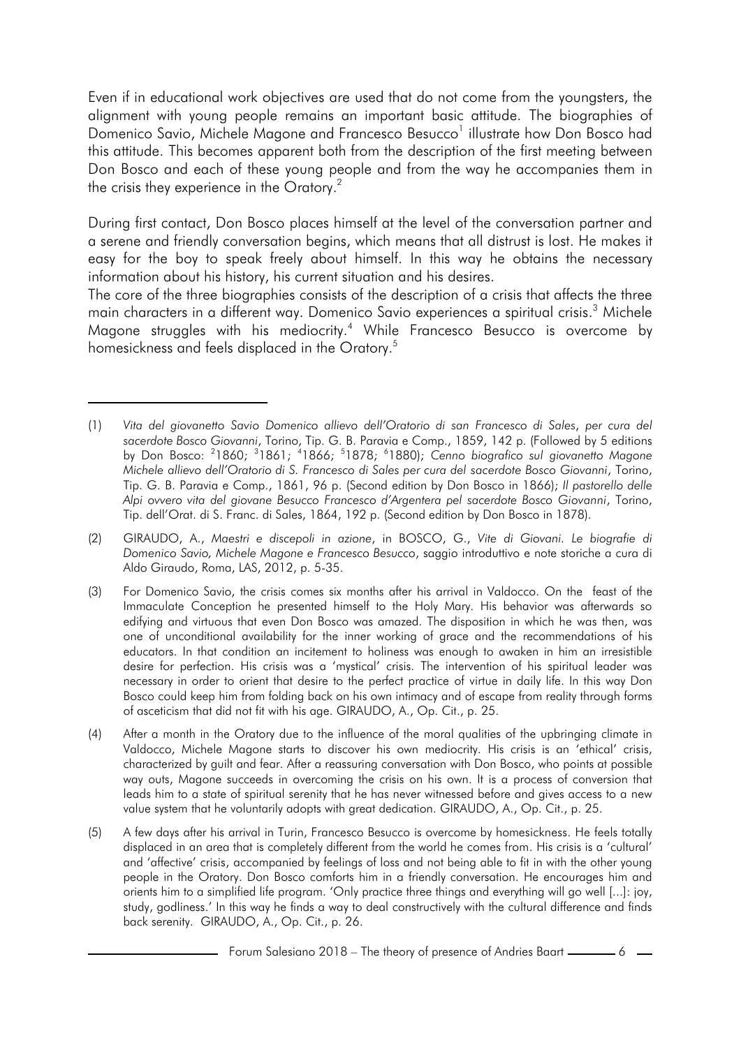Even if in educational work objectives are used that do not come from the youngsters, the alignment with young people remains an important basic attitude. The biographies of Domenico Savio, Michele Magone and Francesco Besucco[1] illustrate how Don Bosco had this attitude. This becomes apparent both from the description of the first meeting between Don Bosco and each of these young people and from the way he accompanies them in the crisis they experience in the Oratory.[2]

During first contact, Don Bosco places himself at the level of the conversation partner and a serene and friendly conversation begins, which means that all distrust is lost. He makes it easy for the boy to speak freely about himself. In this way he obtains the necessary information about his history, his current situation and his desires.

The core of the three biographies consists of the description of a crisis that affects the three main characters in a different way. Domenico Savio experiences a spiritual crisis.[3] Michele Magone struggles with his mediocrity.[4] While Francesco Besucco is overcome by homesickness and feels displaced in the Oratory.[5]

---

(1) *Vita del giovanetto Savio Domenico allievo dell'Oratorio di san Francesco di Sales, per cura del sacerdote Bosco Giovanni*, Torino, Tip. G. B. Paravia e Comp., 1859, 142 p. (Followed by 5 editions by Don Bosco: [2]1860; [3]1861; [4]1866; [5]1878; [6]1880); *Cenno biografico sul giovanetto Magone Michele allievo dell'Oratorio di S. Francesco di Sales per cura del sacerdote Bosco Giovanni*, Torino, Tip. G. B. Paravia e Comp., 1861, 96 p. (Second edition by Don Bosco in 1866); *Il pastorello delle Alpi ovvero vita del giovane Besucco Francesco d'Argentera pel sacerdote Bosco Giovanni*, Torino, Tip. dell'Orat. di S. Franc. di Sales, 1864, 192 p. (Second edition by Don Bosco in 1878).

(2) GIRAUDO, A., *Maestri e discepoli in azione*, in BOSCO, G., *Vite di Giovani. Le biografie di Domenico Savio, Michele Magone e Francesco Besucco*, saggio introduttivo e note storiche a cura di Aldo Giraudo, Roma, LAS, 2012, p. 5-35.

(3) For Domenico Savio, the crisis comes six months after his arrival in Valdocco. On the feast of the Immaculate Conception he presented himself to the Holy Mary. His behavior was afterwards so edifying and virtuous that even Don Bosco was amazed. The disposition in which he was then, was one of unconditional availability for the inner working of grace and the recommendations of his educators. In that condition an incitement to holiness was enough to awaken in him an irresistible desire for perfection. His crisis was a 'mystical' crisis. The intervention of his spiritual leader was necessary in order to orient that desire to the perfect practice of virtue in daily life. In this way Don Bosco could keep him from folding back on his own intimacy and of escape from reality through forms of asceticism that did not fit with his age. GIRAUDO, A., Op. Cit., p. 25.

(4) After a month in the Oratory due to the influence of the moral qualities of the upbringing climate in Valdocco, Michele Magone starts to discover his own mediocrity. His crisis is an 'ethical' crisis, characterized by guilt and fear. After a reassuring conversation with Don Bosco, who points at possible way outs, Magone succeeds in overcoming the crisis on his own. It is a process of conversion that leads him to a state of spiritual serenity that he has never witnessed before and gives access to a new value system that he voluntarily adopts with great dedication. GIRAUDO, A., Op. Cit., p. 25.

(5) A few days after his arrival in Turin, Francesco Besucco is overcome by homesickness. He feels totally displaced in an area that is completely different from the world he comes from. His crisis is a 'cultural' and 'affective' crisis, accompanied by feelings of loss and not being able to fit in with the other young people in the Oratory. Don Bosco comforts him in a friendly conversation. He encourages him and orients him to a simplified life program. 'Only practice three things and everything will go well [...]: joy, study, godliness.' In this way he finds a way to deal constructively with the cultural difference and finds back serenity. GIRAUDO, A., Op. Cit., p. 26.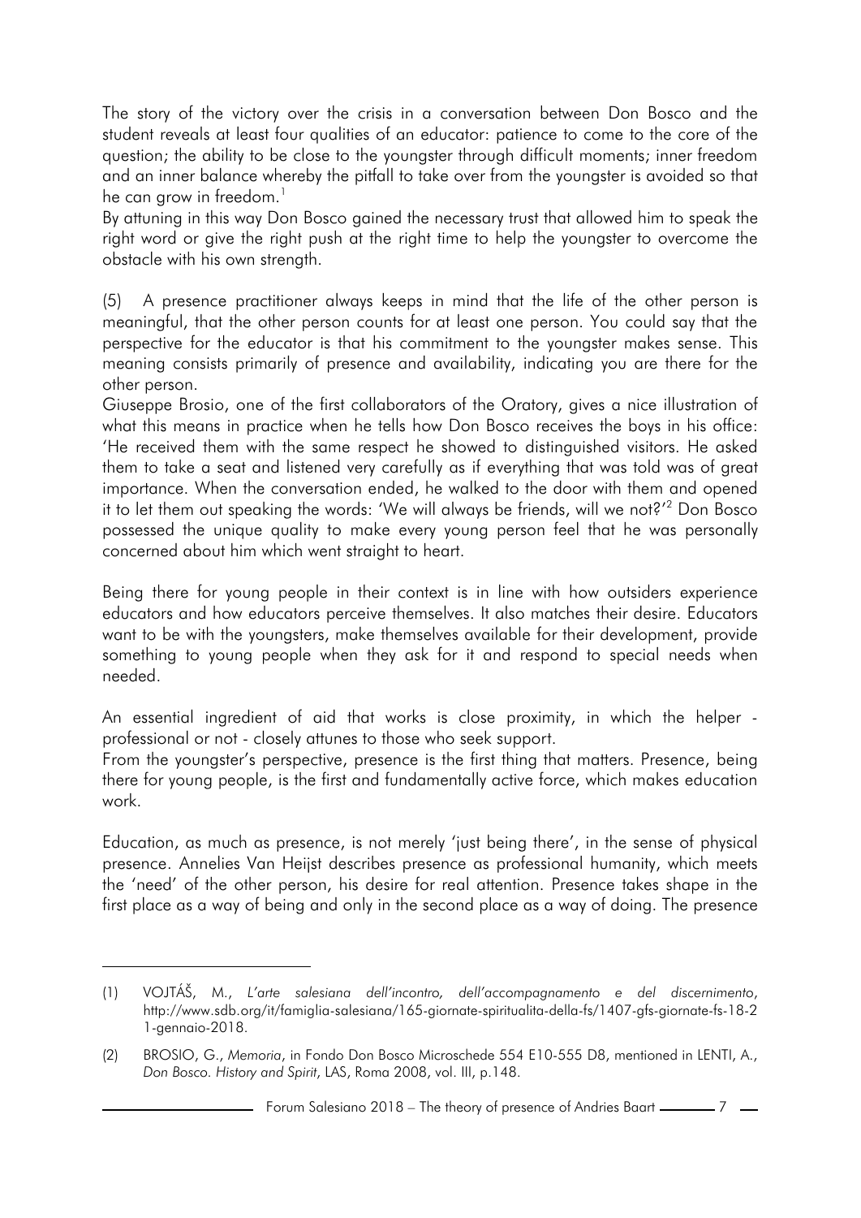The story of the victory over the crisis in a conversation between Don Bosco and the student reveals at least four qualities of an educator: patience to come to the core of the question; the ability to be close to the youngster through difficult moments; inner freedom and an inner balance whereby the pitfall to take over from the youngster is avoided so that he can grow in freedom.[1]

By attuning in this way Don Bosco gained the necessary trust that allowed him to speak the right word or give the right push at the right time to help the youngster to overcome the obstacle with his own strength.

(5) A presence practitioner always keeps in mind that the life of the other person is meaningful, that the other person counts for at least one person. You could say that the perspective for the educator is that his commitment to the youngster makes sense. This meaning consists primarily of presence and availability, indicating you are there for the other person.

Giuseppe Brosio, one of the first collaborators of the Oratory, gives a nice illustration of what this means in practice when he tells how Don Bosco receives the boys in his office: 'He received them with the same respect he showed to distinguished visitors. He asked them to take a seat and listened very carefully as if everything that was told was of great importance. When the conversation ended, he walked to the door with them and opened it to let them out speaking the words: 'We will always be friends, will we not?'[2] Don Bosco possessed the unique quality to make every young person feel that he was personally concerned about him which went straight to heart.

Being there for young people in their context is in line with how outsiders experience educators and how educators perceive themselves. It also matches their desire. Educators want to be with the youngsters, make themselves available for their development, provide something to young people when they ask for it and respond to special needs when needed.

An essential ingredient of aid that works is close proximity, in which the helper - professional or not - closely attunes to those who seek support.

From the youngster's perspective, presence is the first thing that matters. Presence, being there for young people, is the first and fundamentally active force, which makes education work.

Education, as much as presence, is not merely 'just being there', in the sense of physical presence. Annelies Van Heijst describes presence as professional humanity, which meets the 'need' of the other person, his desire for real attention. Presence takes shape in the first place as a way of being and only in the second place as a way of doing. The presence

---

(1) VOJTÁŠ, M., *L'arte salesiana dell'incontro, dell'accompagnamento e del discernimento*, http://www.sdb.org/it/famiglia-salesiana/165-giornate-spiritualita-della-fs/1407-gfs-giornate-fs-18-21-gennaio-2018.

(2) BROSIO, G., *Memoria*, in Fondo Don Bosco Microschede 554 E10-555 D8, mentioned in LENTI, A., *Don Bosco. History and Spirit*, LAS, Roma 2008, vol. III, p.148.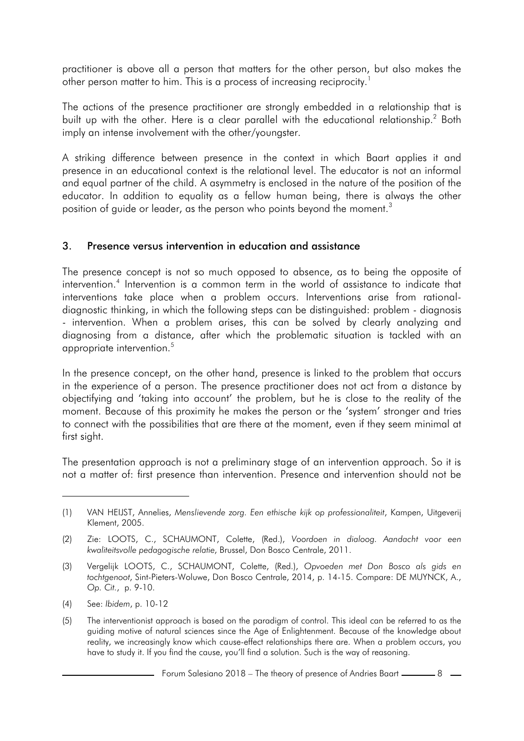practitioner is above all a person that matters for the other person, but also makes the other person matter to him. This is a process of increasing reciprocity.[1]

The actions of the presence practitioner are strongly embedded in a relationship that is built up with the other. Here is a clear parallel with the educational relationship.[2] Both imply an intense involvement with the other/youngster.

A striking difference between presence in the context in which Baart applies it and presence in an educational context is the relational level. The educator is not an informal and equal partner of the child. A asymmetry is enclosed in the nature of the position of the educator. In addition to equality as a fellow human being, there is always the other position of guide or leader, as the person who points beyond the moment.[3]

## 3. Presence versus intervention in education and assistance

The presence concept is not so much opposed to absence, as to being the opposite of intervention.[4] Intervention is a common term in the world of assistance to indicate that interventions take place when a problem occurs. Interventions arise from rational-diagnostic thinking, in which the following steps can be distinguished: problem - diagnosis - intervention. When a problem arises, this can be solved by clearly analyzing and diagnosing from a distance, after which the problematic situation is tackled with an appropriate intervention.[5]

In the presence concept, on the other hand, presence is linked to the problem that occurs in the experience of a person. The presence practitioner does not act from a distance by objectifying and 'taking into account' the problem, but he is close to the reality of the moment. Because of this proximity he makes the person or the 'system' stronger and tries to connect with the possibilities that are there at the moment, even if they seem minimal at first sight.

The presentation approach is not a preliminary stage of an intervention approach. So it is not a matter of: first presence than intervention. Presence and intervention should not be

---

(1) VAN HEIJST, Annelies, *Menslievende zorg. Een ethische kijk op professionaliteit*, Kampen, Uitgeverij Klement, 2005.

(2) Zie: LOOTS, C., SCHAUMONT, Colette, (Red.), *Voordoen in dialoog. Aandacht voor een kwaliteitsvolle pedagogische relatie*, Brussel, Don Bosco Centrale, 2011.

(3) Vergelijk LOOTS, C., SCHAUMONT, Colette, (Red.), *Opvoeden met Don Bosco als gids en tochtgenoot*, Sint-Pieters-Woluwe, Don Bosco Centrale, 2014, p. 14-15. Compare: DE MUYNCK, A., *Op. Cit.*, p. 9-10.

(4) See: *Ibidem*, p. 10-12

(5) The interventionist approach is based on the paradigm of control. This ideal can be referred to as the guiding motive of natural sciences since the Age of Enlightenment. Because of the knowledge about reality, we increasingly know which cause-effect relationships there are. When a problem occurs, you have to study it. If you find the cause, you'll find a solution. Such is the way of reasoning.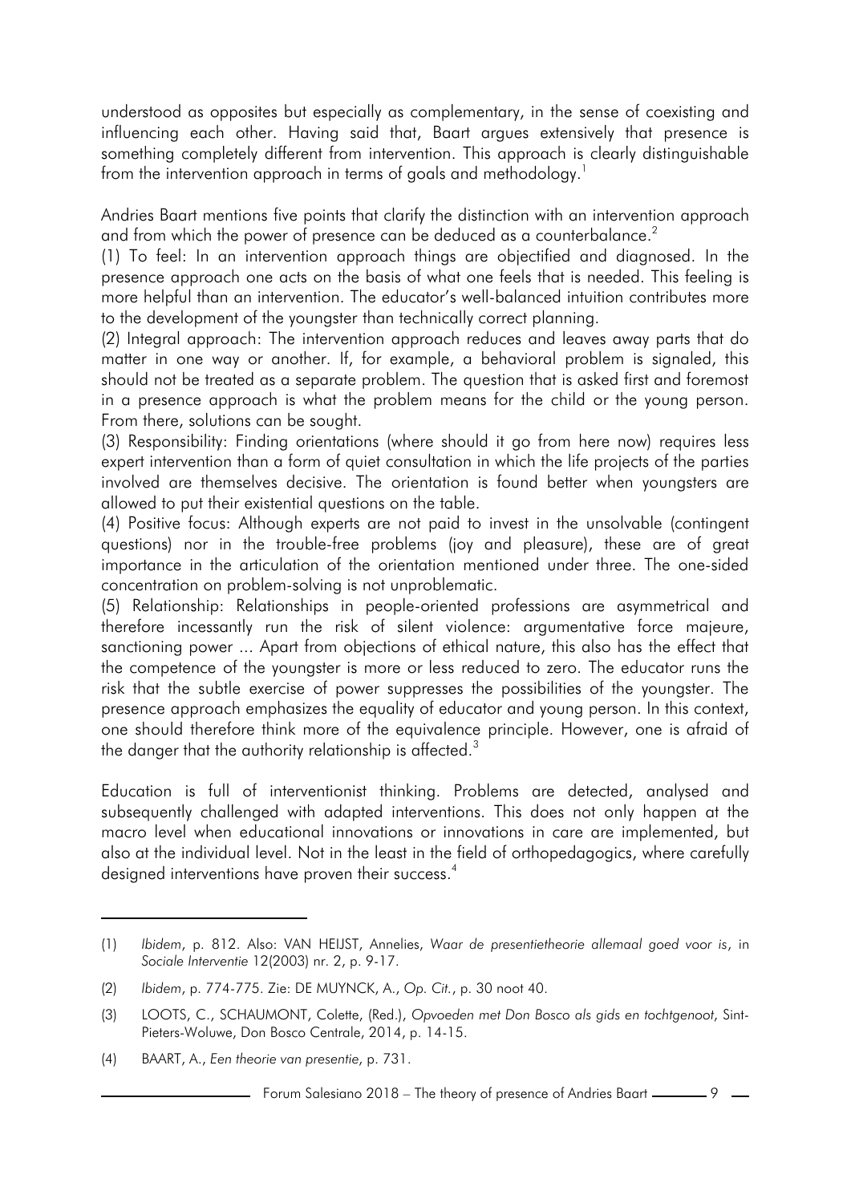understood as opposites but especially as complementary, in the sense of coexisting and influencing each other. Having said that, Baart argues extensively that presence is something completely different from intervention. This approach is clearly distinguishable from the intervention approach in terms of goals and methodology.[1]

Andries Baart mentions five points that clarify the distinction with an intervention approach and from which the power of presence can be deduced as a counterbalance.[2]

(1) To feel: In an intervention approach things are objectified and diagnosed. In the presence approach one acts on the basis of what one feels that is needed. This feeling is more helpful than an intervention. The educator's well-balanced intuition contributes more to the development of the youngster than technically correct planning.

(2) Integral approach: The intervention approach reduces and leaves away parts that do matter in one way or another. If, for example, a behavioral problem is signaled, this should not be treated as a separate problem. The question that is asked first and foremost in a presence approach is what the problem means for the child or the young person. From there, solutions can be sought.

(3) Responsibility: Finding orientations (where should it go from here now) requires less expert intervention than a form of quiet consultation in which the life projects of the parties involved are themselves decisive. The orientation is found better when youngsters are allowed to put their existential questions on the table.

(4) Positive focus: Although experts are not paid to invest in the unsolvable (contingent questions) nor in the trouble-free problems (joy and pleasure), these are of great importance in the articulation of the orientation mentioned under three. The one-sided concentration on problem-solving is not unproblematic.

(5) Relationship: Relationships in people-oriented professions are asymmetrical and therefore incessantly run the risk of silent violence: argumentative force majeure, sanctioning power ... Apart from objections of ethical nature, this also has the effect that the competence of the youngster is more or less reduced to zero. The educator runs the risk that the subtle exercise of power suppresses the possibilities of the youngster. The presence approach emphasizes the equality of educator and young person. In this context, one should therefore think more of the equivalence principle. However, one is afraid of the danger that the authority relationship is affected.[3]

Education is full of interventionist thinking. Problems are detected, analysed and subsequently challenged with adapted interventions. This does not only happen at the macro level when educational innovations or innovations in care are implemented, but also at the individual level. Not in the least in the field of orthopedagogics, where carefully designed interventions have proven their success.[4]

---

(1) *Ibidem*, p. 812. Also: VAN HEIJST, Annelies, *Waar de presentietheorie allemaal goed voor is*, in *Sociale Interventie* 12(2003) nr. 2, p. 9-17.

(2) *Ibidem*, p. 774-775. Zie: DE MUYNCK, A., *Op. Cit.*, p. 30 noot 40.

(3) LOOTS, C., SCHAUMONT, Colette, (Red.), *Opvoeden met Don Bosco als gids en tochtgenoot*, Sint-Pieters-Woluwe, Don Bosco Centrale, 2014, p. 14-15.

(4) BAART, A., *Een theorie van presentie*, p. 731.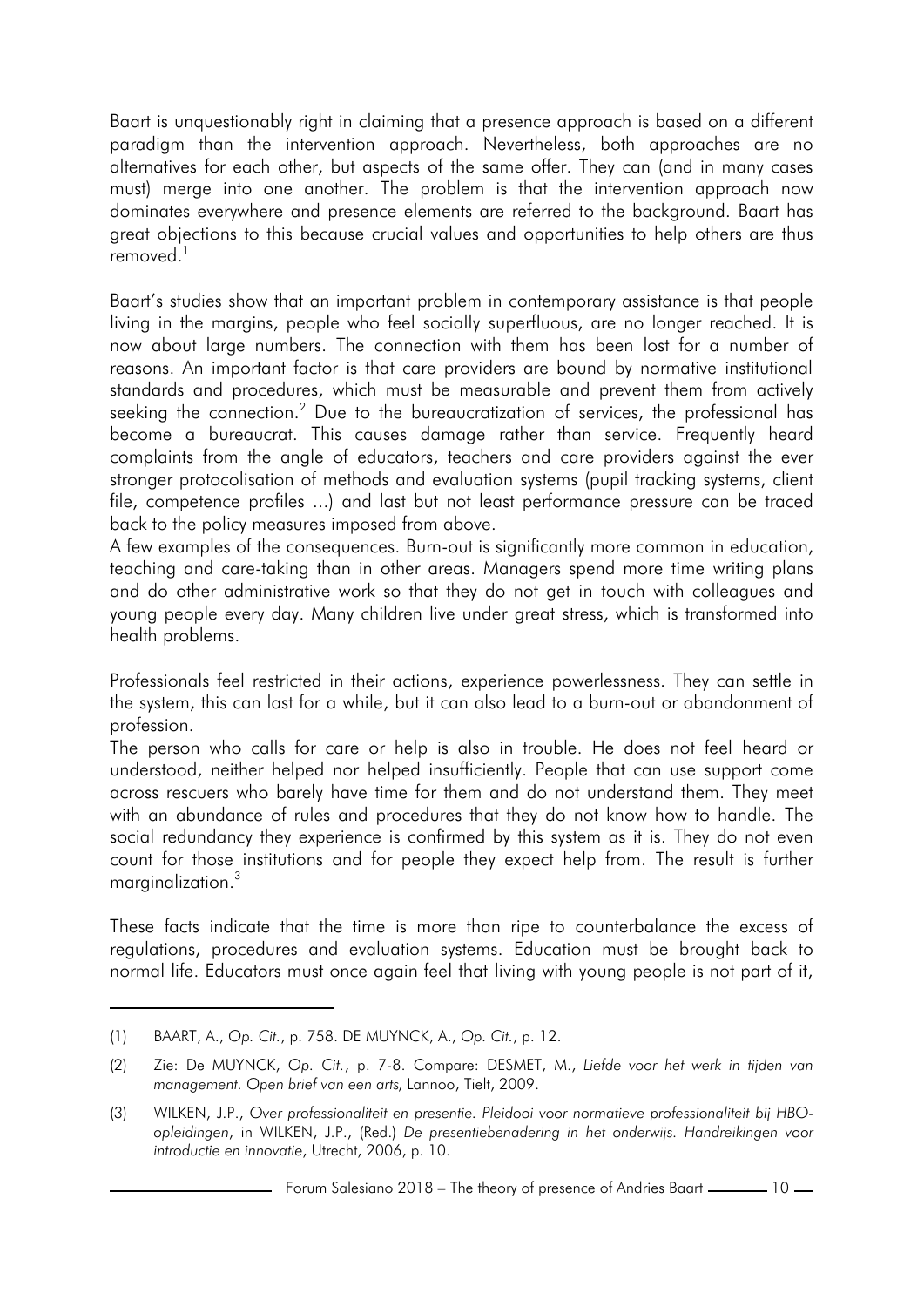Baart is unquestionably right in claiming that a presence approach is based on a different paradigm than the intervention approach. Nevertheless, both approaches are no alternatives for each other, but aspects of the same offer. They can (and in many cases must) merge into one another. The problem is that the intervention approach now dominates everywhere and presence elements are referred to the background. Baart has great objections to this because crucial values and opportunities to help others are thus removed.[1]

Baart's studies show that an important problem in contemporary assistance is that people living in the margins, people who feel socially superfluous, are no longer reached. It is now about large numbers. The connection with them has been lost for a number of reasons. An important factor is that care providers are bound by normative institutional standards and procedures, which must be measurable and prevent them from actively seeking the connection.[2] Due to the bureaucratization of services, the professional has become a bureaucrat. This causes damage rather than service. Frequently heard complaints from the angle of educators, teachers and care providers against the ever stronger protocolisation of methods and evaluation systems (pupil tracking systems, client file, competence profiles ...) and last but not least performance pressure can be traced back to the policy measures imposed from above.

A few examples of the consequences. Burn-out is significantly more common in education, teaching and care-taking than in other areas. Managers spend more time writing plans and do other administrative work so that they do not get in touch with colleagues and young people every day. Many children live under great stress, which is transformed into health problems.

Professionals feel restricted in their actions, experience powerlessness. They can settle in the system, this can last for a while, but it can also lead to a burn-out or abandonment of profession.

The person who calls for care or help is also in trouble. He does not feel heard or understood, neither helped nor helped insufficiently. People that can use support come across rescuers who barely have time for them and do not understand them. They meet with an abundance of rules and procedures that they do not know how to handle. The social redundancy they experience is confirmed by this system as it is. They do not even count for those institutions and for people they expect help from. The result is further marginalization.[3]

These facts indicate that the time is more than ripe to counterbalance the excess of regulations, procedures and evaluation systems. Education must be brought back to normal life. Educators must once again feel that living with young people is not part of it,

---

(1) BAART, A., *Op. Cit.*, p. 758. DE MUYNCK, A., *Op. Cit.*, p. 12.

(2) Zie: De MUYNCK, *Op. Cit.*, p. 7-8. Compare: DESMET, M., *Liefde voor het werk in tijden van management. Open brief van een arts*, Lannoo, Tielt, 2009.

(3) WILKEN, J.P., *Over professionaliteit en presentie. Pleidooi voor normatieve professionaliteit bij HBO-opleidingen*, in WILKEN, J.P., (Red.) *De presentiebenadering in het onderwijs. Handreikingen voor introductie en innovatie*, Utrecht, 2006, p. 10.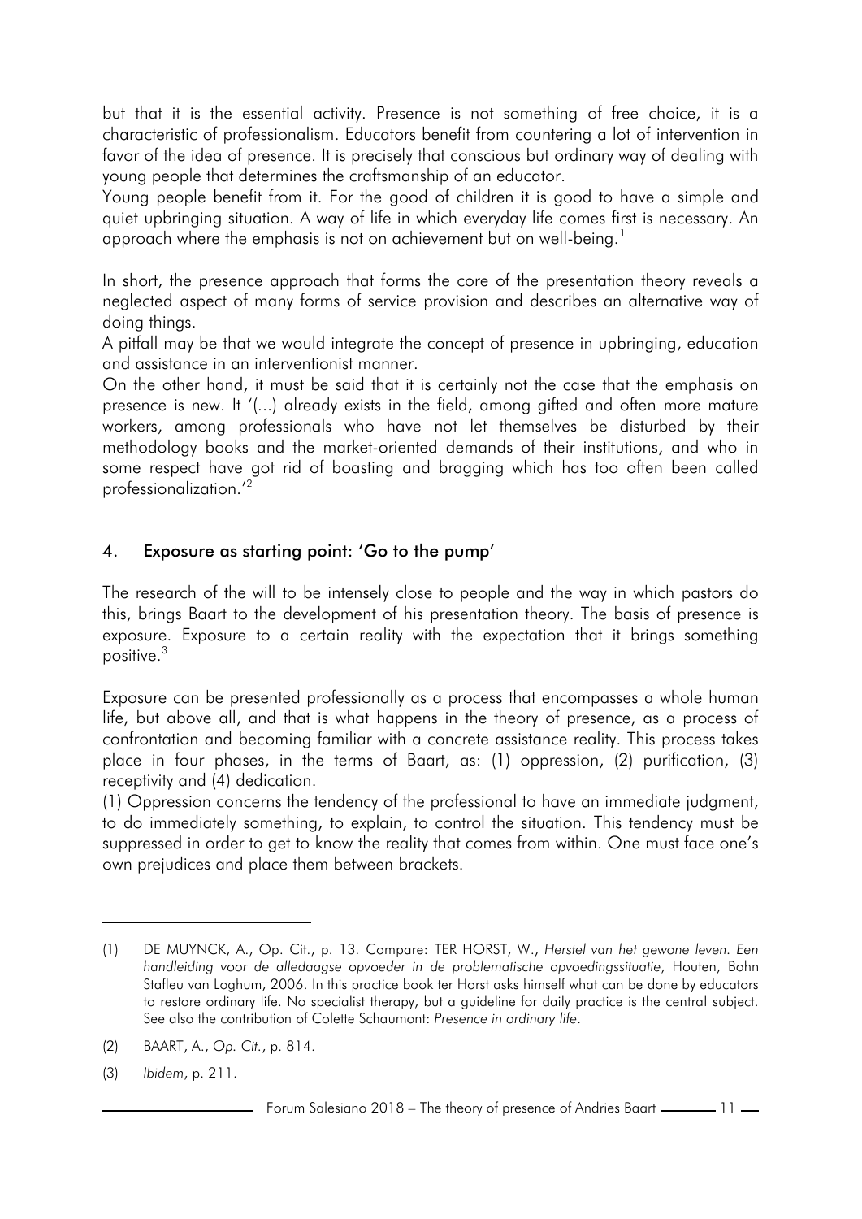but that it is the essential activity. Presence is not something of free choice, it is a characteristic of professionalism. Educators benefit from countering a lot of intervention in favor of the idea of presence. It is precisely that conscious but ordinary way of dealing with young people that determines the craftsmanship of an educator.
Young people benefit from it. For the good of children it is good to have a simple and quiet upbringing situation. A way of life in which everyday life comes first is necessary. An approach where the emphasis is not on achievement but on well-being.[1]

In short, the presence approach that forms the core of the presentation theory reveals a neglected aspect of many forms of service provision and describes an alternative way of doing things.
A pitfall may be that we would integrate the concept of presence in upbringing, education and assistance in an interventionist manner.
On the other hand, it must be said that it is certainly not the case that the emphasis on presence is new. It '(...) already exists in the field, among gifted and often more mature workers, among professionals who have not let themselves be disturbed by their methodology books and the market-oriented demands of their institutions, and who in some respect have got rid of boasting and bragging which has too often been called professionalization.'[2]

## 4. Exposure as starting point: 'Go to the pump'

The research of the will to be intensely close to people and the way in which pastors do this, brings Baart to the development of his presentation theory. The basis of presence is exposure. Exposure to a certain reality with the expectation that it brings something positive.[3]

Exposure can be presented professionally as a process that encompasses a whole human life, but above all, and that is what happens in the theory of presence, as a process of confrontation and becoming familiar with a concrete assistance reality. This process takes place in four phases, in the terms of Baart, as: (1) oppression, (2) purification, (3) receptivity and (4) dedication.
(1) Oppression concerns the tendency of the professional to have an immediate judgment, to do immediately something, to explain, to control the situation. This tendency must be suppressed in order to get to know the reality that comes from within. One must face one's own prejudices and place them between brackets.

---

(1) DE MUYNCK, A., Op. Cit., p. 13. Compare: TER HORST, W., *Herstel van het gewone leven. Een handleiding voor de alledaagse opvoeder in de problematische opvoedingssituatie*, Houten, Bohn Stafleu van Loghum, 2006. In this practice book ter Horst asks himself what can be done by educators to restore ordinary life. No specialist therapy, but a guideline for daily practice is the central subject. See also the contribution of Colette Schaumont: *Presence in ordinary life*.

(2) BAART, A., *Op. Cit.*, p. 814.

(3) *Ibidem*, p. 211.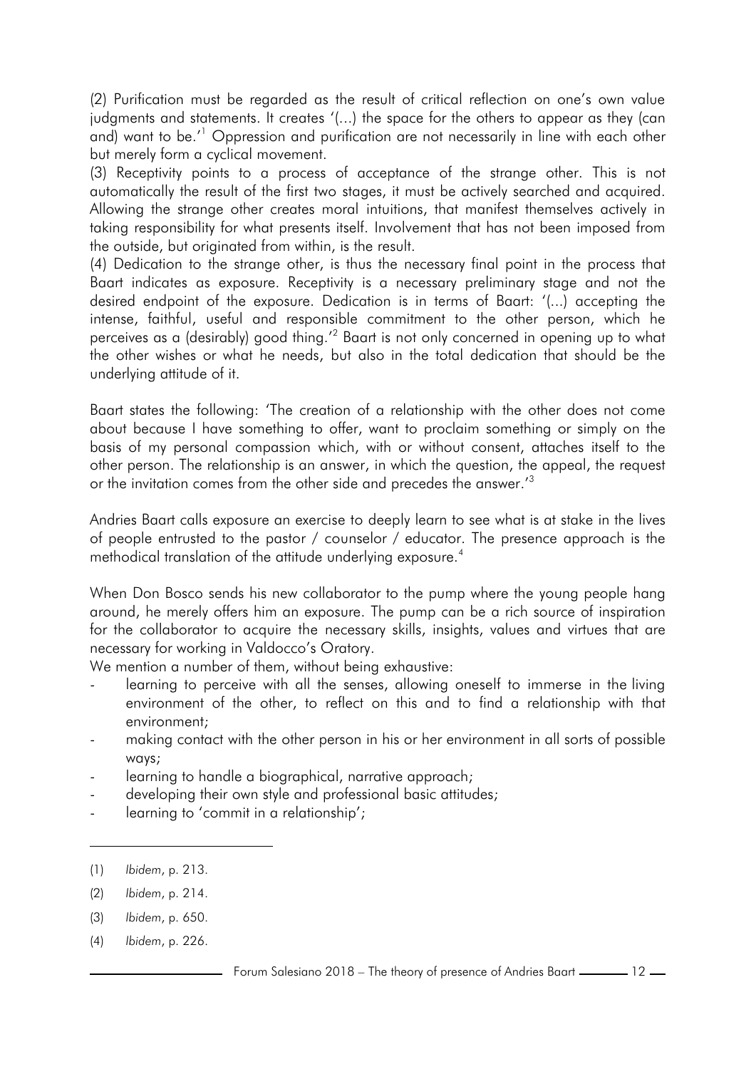(2) Purification must be regarded as the result of critical reflection on one's own value judgments and statements. It creates '(...) the space for the others to appear as they (can and) want to be.'[1] Oppression and purification are not necessarily in line with each other but merely form a cyclical movement.

(3) Receptivity points to a process of acceptance of the strange other. This is not automatically the result of the first two stages, it must be actively searched and acquired. Allowing the strange other creates moral intuitions, that manifest themselves actively in taking responsibility for what presents itself. Involvement that has not been imposed from the outside, but originated from within, is the result.

(4) Dedication to the strange other, is thus the necessary final point in the process that Baart indicates as exposure. Receptivity is a necessary preliminary stage and not the desired endpoint of the exposure. Dedication is in terms of Baart: '(...) accepting the intense, faithful, useful and responsible commitment to the other person, which he perceives as a (desirably) good thing.'[2] Baart is not only concerned in opening up to what the other wishes or what he needs, but also in the total dedication that should be the underlying attitude of it.

Baart states the following: 'The creation of a relationship with the other does not come about because I have something to offer, want to proclaim something or simply on the basis of my personal compassion which, with or without consent, attaches itself to the other person. The relationship is an answer, in which the question, the appeal, the request or the invitation comes from the other side and precedes the answer.'[3]

Andries Baart calls exposure an exercise to deeply learn to see what is at stake in the lives of people entrusted to the pastor / counselor / educator. The presence approach is the methodical translation of the attitude underlying exposure.[4]

When Don Bosco sends his new collaborator to the pump where the young people hang around, he merely offers him an exposure. The pump can be a rich source of inspiration for the collaborator to acquire the necessary skills, insights, values and virtues that are necessary for working in Valdocco's Oratory.

We mention a number of them, without being exhaustive:

- learning to perceive with all the senses, allowing oneself to immerse in the living environment of the other, to reflect on this and to find a relationship with that environment;
- making contact with the other person in his or her environment in all sorts of possible ways;
- learning to handle a biographical, narrative approach;
- developing their own style and professional basic attitudes;
- learning to 'commit in a relationship';

---

(1) *Ibidem*, p. 213.

(2) *Ibidem*, p. 214.

(3) *Ibidem*, p. 650.

(4) *Ibidem*, p. 226.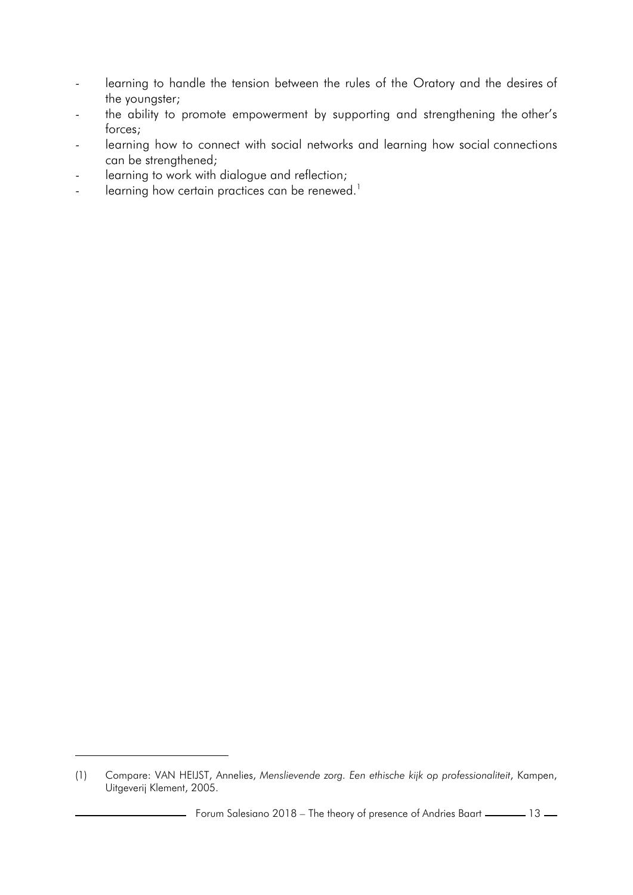- learning to handle the tension between the rules of the Oratory and the desires of the youngster;
- the ability to promote empowerment by supporting and strengthening the other's forces;
- learning how to connect with social networks and learning how social connections can be strengthened;
- learning to work with dialogue and reflection;
- learning how certain practices can be renewed.[1]

---

(1) Compare: VAN HEIJST, Annelies, *Menslievende zorg. Een ethische kijk op professionaliteit*, Kampen, Uitgeverij Klement, 2005.